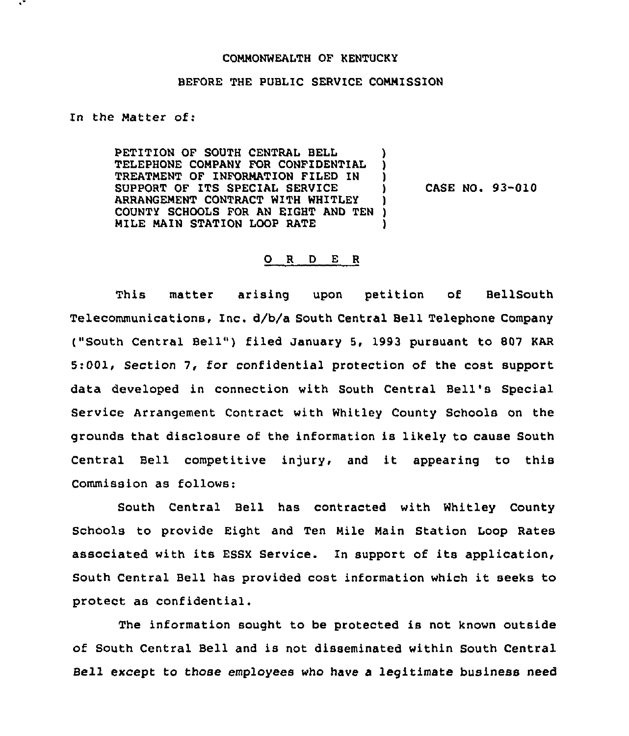COMMONWEALTH OF KENTUCKY

BEFORE THE PUBLIC SERVICE COMMISSION

In the Matter of:

| | | |
|---|---|---|
| PETITION OF SOUTH CENTRAL BELL TELEPHONE COMPANY FOR CONFIDENTIAL TREATMENT OF INFORMATION FILED IN SUPPORT OF ITS SPECIAL SERVICE ARRANGEMENT CONTRACT WITH WHITLEY COUNTY SCHOOLS FOR AN EIGHT AND TEN MILE MAIN STATION LOOP RATE | ) | CASE NO. 93-010 |

## O R D E R

This matter arising upon petition of BellSouth Telecommunications, Inc. d/b/a South Central Bell Telephone Company ("South Central Bell") filed January 5, 1993 pursuant to 807 KAR 5:001, Section 7, for confidential protection of the cost support data developed in connection with South Central Bell's Special Service Arrangement Contract with Whitley County Schools on the grounds that disclosure of the information is likely to cause South Central Bell competitive injury, and it appearing to this Commission as follows:

South Central Bell has contracted with Whitley County Schools to provide Eight and Ten Mile Main Station Loop Rates associated with its ESSX Service. In support of its application, South Central Bell has provided cost information which it seeks to protect as confidential.

The information sought to be protected is not known outside of South Central Bell and is not disseminated within South Central Bell except to those employees who have a legitimate business need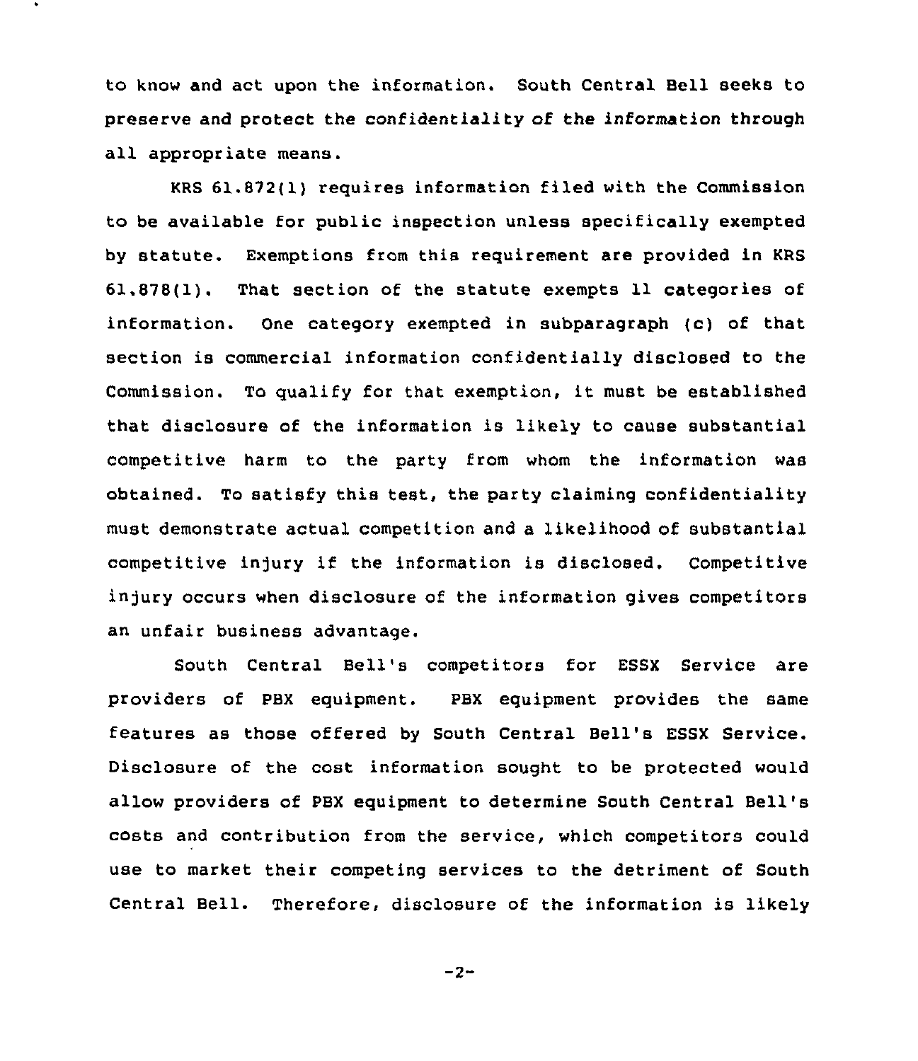to know and act upon the information. South Central Bell seeks to preserve and protect the confidentiality of the information through all appropriate means.

KRS 61.872(1) requires information filed with the Commission to be available for public inspection unless specifically exempted by statute. Exemptions from this requirement are provided in KRS 61.878(1). That section of the statute exempts 11 categories of information. One category exempted in subparagraph (c) of that section is commercial information confidentially disclosed to the Commission. To qualify for that exemption, it must be established that disclosure of the information is likely to cause substantial competitive harm to the party from whom the information was obtained. To satisfy this test, the party claiming confidentiality must demonstrate actual competition and a likelihood of substantial competitive injury if the information is disclosed. Competitive injury occurs when disclosure of the information gives competitors an unfair business advantage.

South Central Bell's competitors for ESSX Service are providers of PBX equipment. PBX equipment provides the same features as those offered by South Central Bell's ESSX Service. Disclosure of the cost information sought to be protected would allow providers of PBX equipment to determine South Central Bell's costs and contribution from the service, which competitors could use to market their competing services to the detriment of South Central Bell. Therefore, disclosure of the information is likely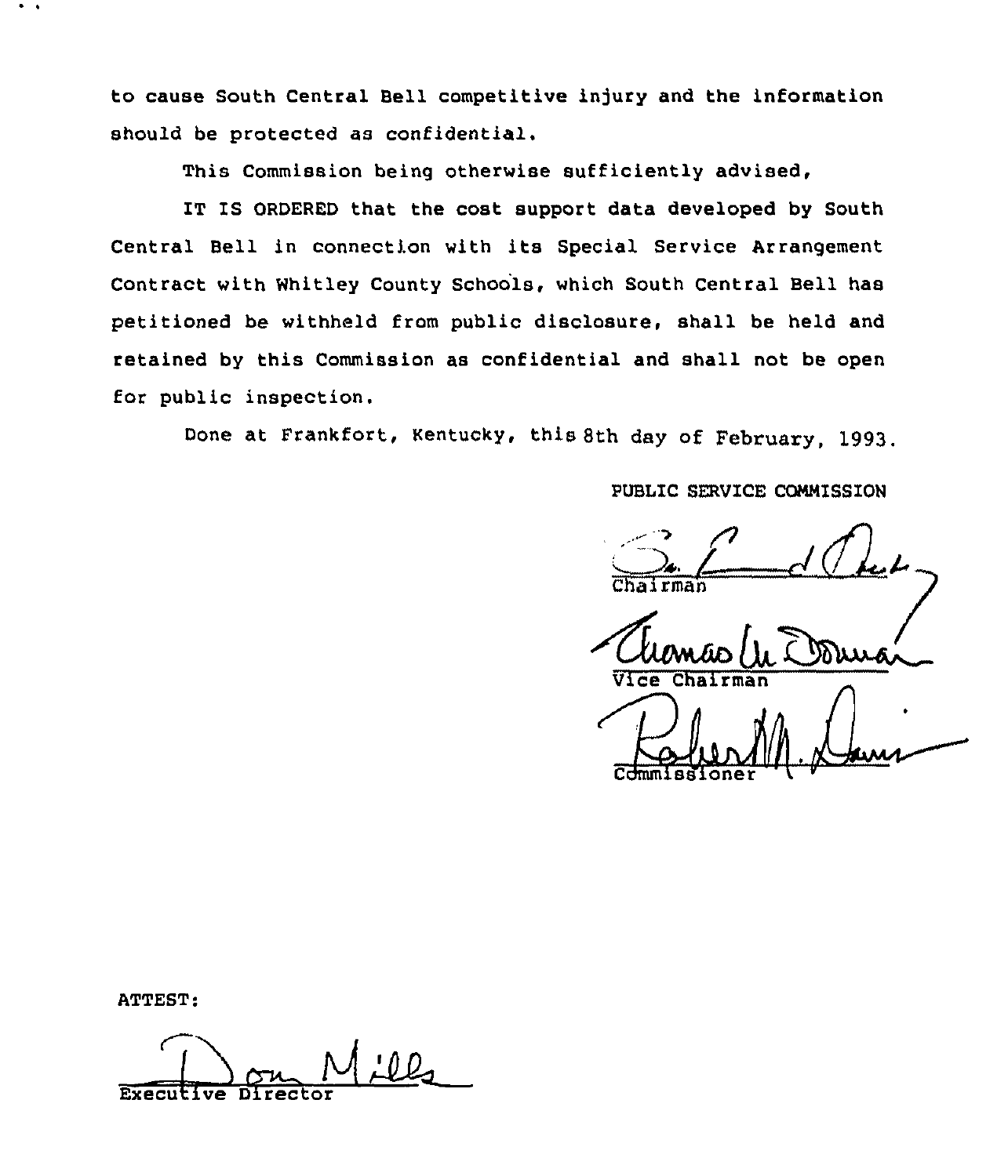to cause South Central Bell competitive injury and the information should be protected as confidential.

This Commission being otherwise sufficiently advised,

IT IS ORDERED that the cost support data developed by South Central Bell in connection with its Special Service Arrangement Contract with Whitley County Schools, which South Central Bell has petitioned be withheld from public disclosure, shall be held and retained by this Commission as confidential and shall not be open for public inspection.

Done at Frankfort, Kentucky, this 8th day of February, 1993.

PUBLIC SERVICE COMMISSION

Chairman

Vice Chairman

Commissioner

ATTEST:

Executive Director